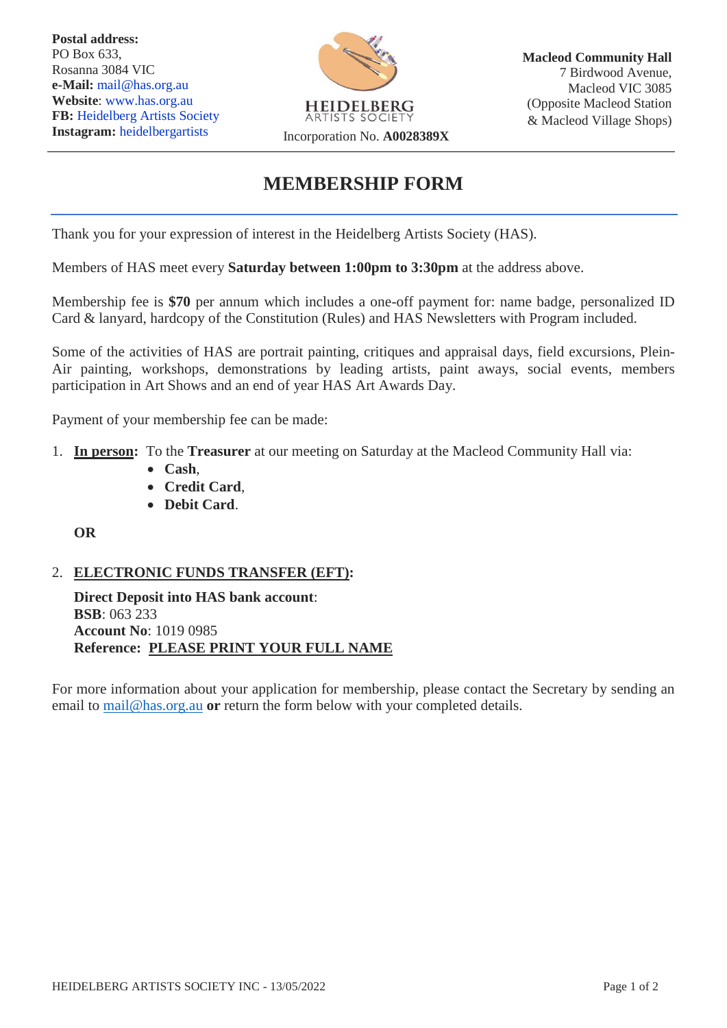**Postal address:**
PO Box 633,
Rosanna 3084 VIC
**e-Mail:** mail@has.org.au
**Website**: www.has.org.au
**FB:** Heidelberg Artists Society
**Instagram:** heidelbergartists

HEIDELBERG ARTISTS SOCIETY
Incorporation No. **A0028389X**

**Macleod Community Hall**
7 Birdwood Avenue,
Macleod VIC 3085
(Opposite Macleod Station
& Macleod Village Shops)

# MEMBERSHIP FORM

Thank you for your expression of interest in the Heidelberg Artists Society (HAS).

Members of HAS meet every **Saturday between 1:00pm to 3:30pm** at the address above.

Membership fee is **$70** per annum which includes a one-off payment for: name badge, personalized ID Card & lanyard, hardcopy of the Constitution (Rules) and HAS Newsletters with Program included.

Some of the activities of HAS are portrait painting, critiques and appraisal days, field excursions, Plein-Air painting, workshops, demonstrations by leading artists, paint aways, social events, members participation in Art Shows and an end of year HAS Art Awards Day.

Payment of your membership fee can be made:

1. **In person:** To the **Treasurer** at our meeting on Saturday at the Macleod Community Hall via:
   - **Cash**,
   - **Credit Card**,
   - **Debit Card**.

   **OR**

2. **ELECTRONIC FUNDS TRANSFER (EFT):**

   **Direct Deposit into HAS bank account**:
   **BSB**: 063 233
   **Account No**: 1019 0985
   **Reference: PLEASE PRINT YOUR FULL NAME**

For more information about your application for membership, please contact the Secretary by sending an email to mail@has.org.au **or** return the form below with your completed details.

HEIDELBERG ARTISTS SOCIETY INC - 13/05/2022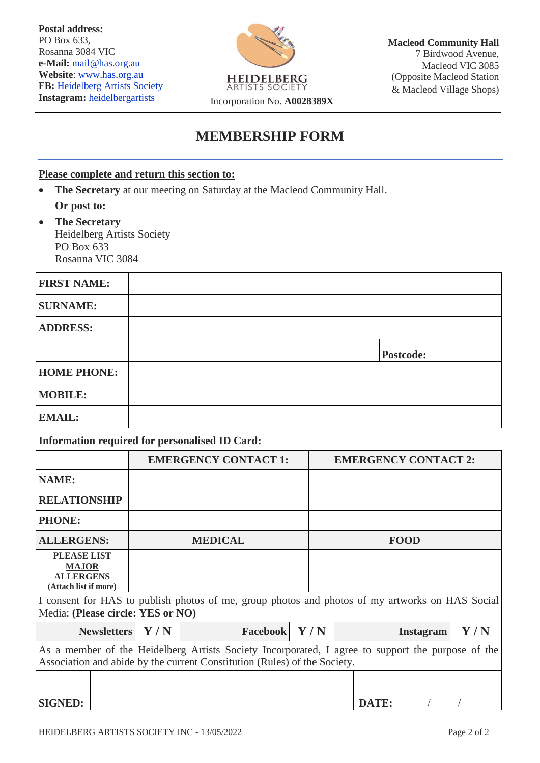**Postal address:**
PO Box 633,
Rosanna 3084 VIC
**e-Mail:** mail@has.org.au
**Website**: www.has.org.au
**FB:** Heidelberg Artists Society
**Instagram:** heidelbergartists

HEIDELBERG
ARTISTS SOCIETY
Incorporation No. **A0028389X**

**Macleod Community Hall**
7 Birdwood Avenue,
Macleod VIC 3085
(Opposite Macleod Station
& Macleod Village Shops)

# MEMBERSHIP FORM

**Please complete and return this section to:**

- **The Secretary** at our meeting on Saturday at the Macleod Community Hall.

  **Or post to:**

- **The Secretary**
  Heidelberg Artists Society
  PO Box 633
  Rosanna VIC 3084

| | | |
|---|---|---|
| **FIRST NAME:** | | |
| **SURNAME:** | | |
| **ADDRESS:** | | |
| | | **Postcode:** |
| **HOME PHONE:** | | |
| **MOBILE:** | | |
| **EMAIL:** | | |

**Information required for personalised ID Card:**

| | **EMERGENCY CONTACT 1:** | **EMERGENCY CONTACT 2:** |
|---|---|---|
| **NAME:** | | |
| **RELATIONSHIP** | | |
| **PHONE:** | | |
| **ALLERGENS:** | **MEDICAL** | **FOOD** |
| **PLEASE LIST MAJOR ALLERGENS (Attach list if more)** | | |
| | | |

I consent for HAS to publish photos of me, group photos and photos of my artworks on HAS Social Media: **(Please circle: YES or NO)**

| | | | | | |
|---|---|---|---|---|---|
| **Newsletters** | **Y / N** | **Facebook** | **Y / N** | **Instagram** | **Y / N** |

As a member of the Heidelberg Artists Society Incorporated, I agree to support the purpose of the Association and abide by the current Constitution (Rules) of the Society.

| | | | |
|---|---|---|---|
| **SIGNED:** | | **DATE:** | / / |

HEIDELBERG ARTISTS SOCIETY INC - 13/05/2022